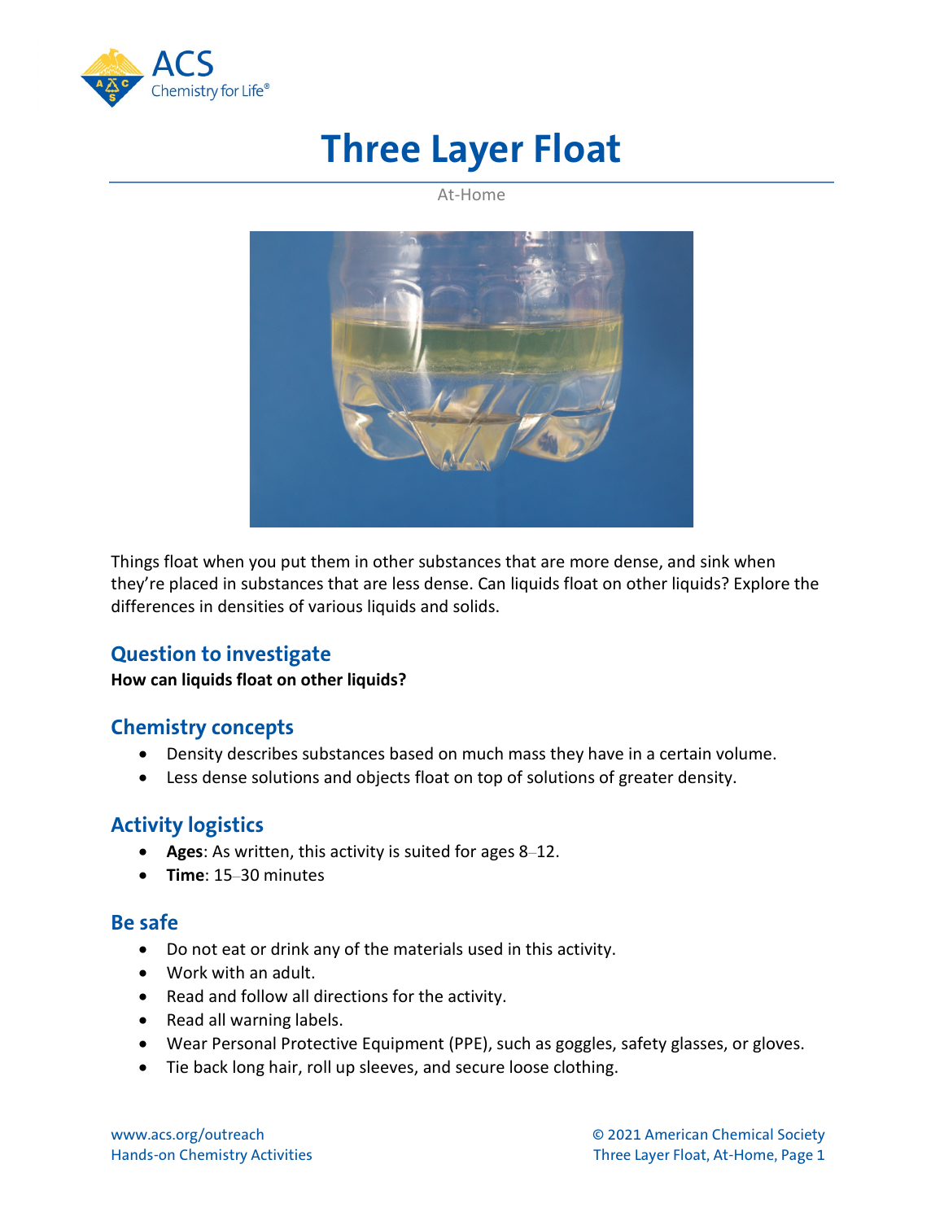# Three Layer Float

At-Home

Things float when you put them in other substances that are more dense, and sink when they're placed in substances that are less dense. Can liquids float on other liquids? Explore the differences in densities of various liquids and solids.

## Question to investigate

**How can liquids float on other liquids?**

## Chemistry concepts

- Density describes substances based on much mass they have in a certain volume.
- Less dense solutions and objects float on top of solutions of greater density.

## Activity logistics

- **Ages**: As written, this activity is suited for ages 8–12.
- **Time**: 15–30 minutes

## Be safe

- Do not eat or drink any of the materials used in this activity.
- Work with an adult.
- Read and follow all directions for the activity.
- Read all warning labels.
- Wear Personal Protective Equipment (PPE), such as goggles, safety glasses, or gloves.
- Tie back long hair, roll up sleeves, and secure loose clothing.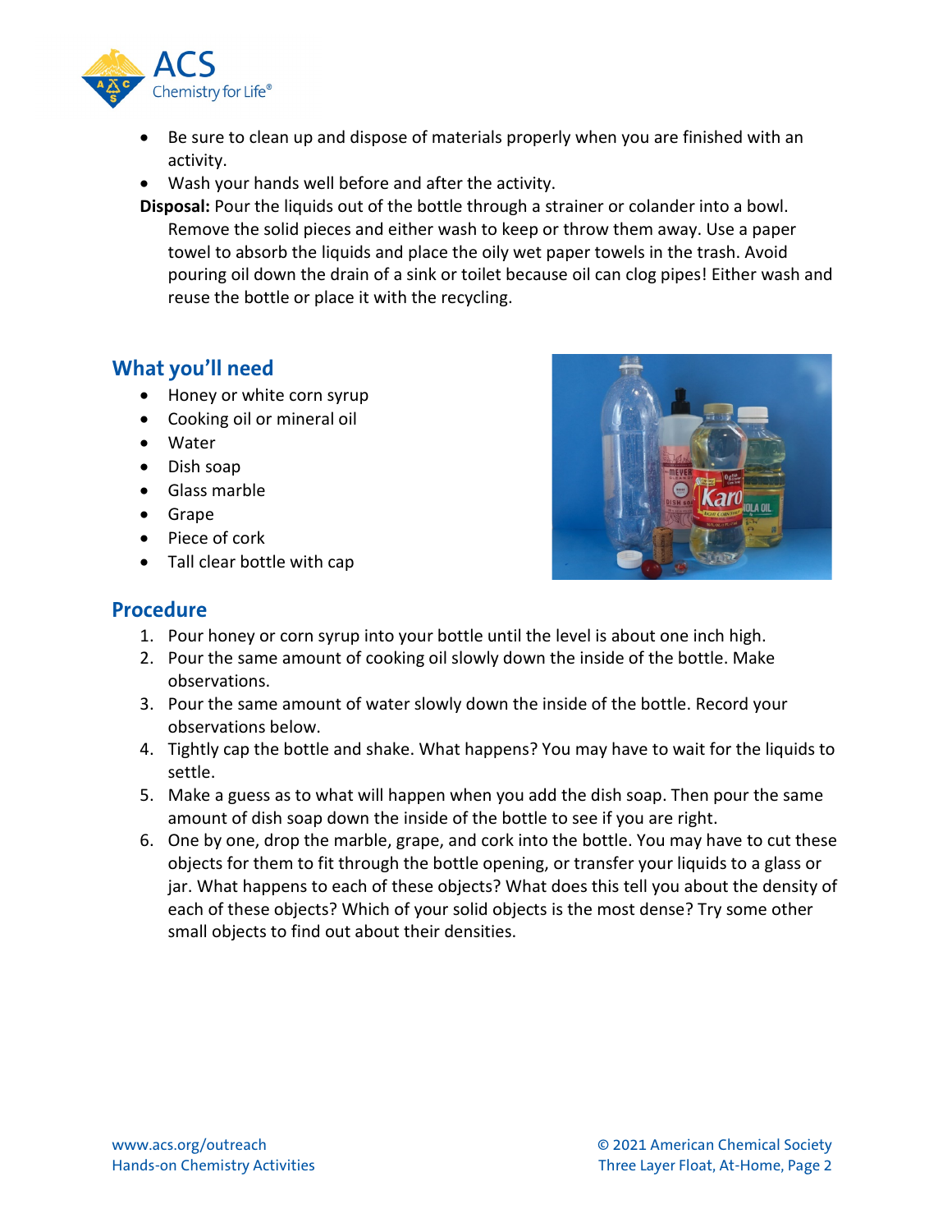- Be sure to clean up and dispose of materials properly when you are finished with an activity.
- Wash your hands well before and after the activity.

**Disposal:** Pour the liquids out of the bottle through a strainer or colander into a bowl. Remove the solid pieces and either wash to keep or throw them away. Use a paper towel to absorb the liquids and place the oily wet paper towels in the trash. Avoid pouring oil down the drain of a sink or toilet because oil can clog pipes! Either wash and reuse the bottle or place it with the recycling.

## What you'll need

- Honey or white corn syrup
- Cooking oil or mineral oil
- Water
- Dish soap
- Glass marble
- Grape
- Piece of cork
- Tall clear bottle with cap

## Procedure

1. Pour honey or corn syrup into your bottle until the level is about one inch high.
2. Pour the same amount of cooking oil slowly down the inside of the bottle. Make observations.
3. Pour the same amount of water slowly down the inside of the bottle. Record your observations below.
4. Tightly cap the bottle and shake. What happens? You may have to wait for the liquids to settle.
5. Make a guess as to what will happen when you add the dish soap. Then pour the same amount of dish soap down the inside of the bottle to see if you are right.
6. One by one, drop the marble, grape, and cork into the bottle. You may have to cut these objects for them to fit through the bottle opening, or transfer your liquids to a glass or jar. What happens to each of these objects? What does this tell you about the density of each of these objects? Which of your solid objects is the most dense? Try some other small objects to find out about their densities.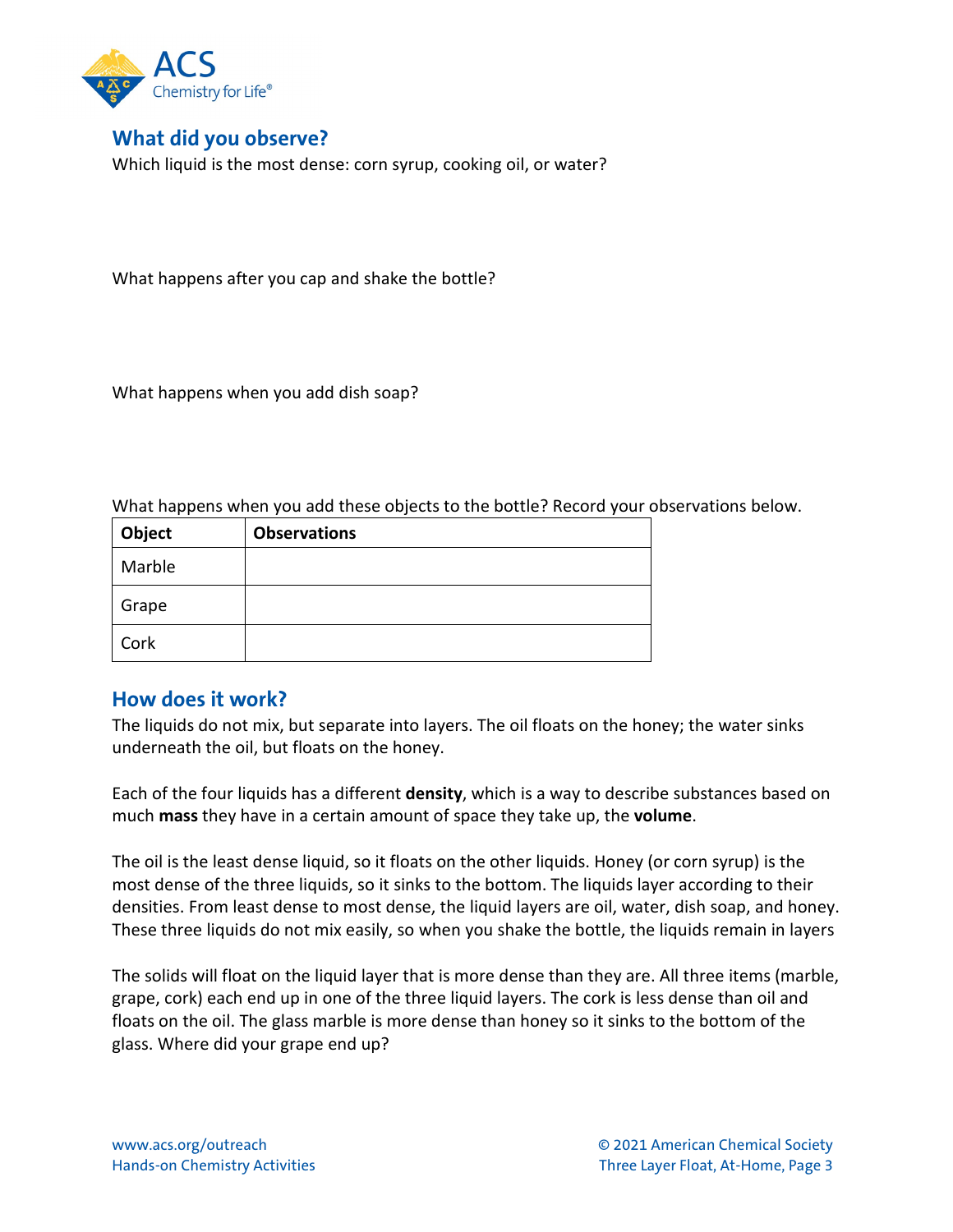## What did you observe?

Which liquid is the most dense: corn syrup, cooking oil, or water?

What happens after you cap and shake the bottle?

What happens when you add dish soap?

What happens when you add these objects to the bottle? Record your observations below.

| Object | Observations |
|---|---|
| Marble | |
| Grape | |
| Cork | |

## How does it work?

The liquids do not mix, but separate into layers. The oil floats on the honey; the water sinks underneath the oil, but floats on the honey.

Each of the four liquids has a different **density**, which is a way to describe substances based on much **mass** they have in a certain amount of space they take up, the **volume**.

The oil is the least dense liquid, so it floats on the other liquids. Honey (or corn syrup) is the most dense of the three liquids, so it sinks to the bottom. The liquids layer according to their densities. From least dense to most dense, the liquid layers are oil, water, dish soap, and honey. These three liquids do not mix easily, so when you shake the bottle, the liquids remain in layers

The solids will float on the liquid layer that is more dense than they are. All three items (marble, grape, cork) each end up in one of the three liquid layers. The cork is less dense than oil and floats on the oil. The glass marble is more dense than honey so it sinks to the bottom of the glass. Where did your grape end up?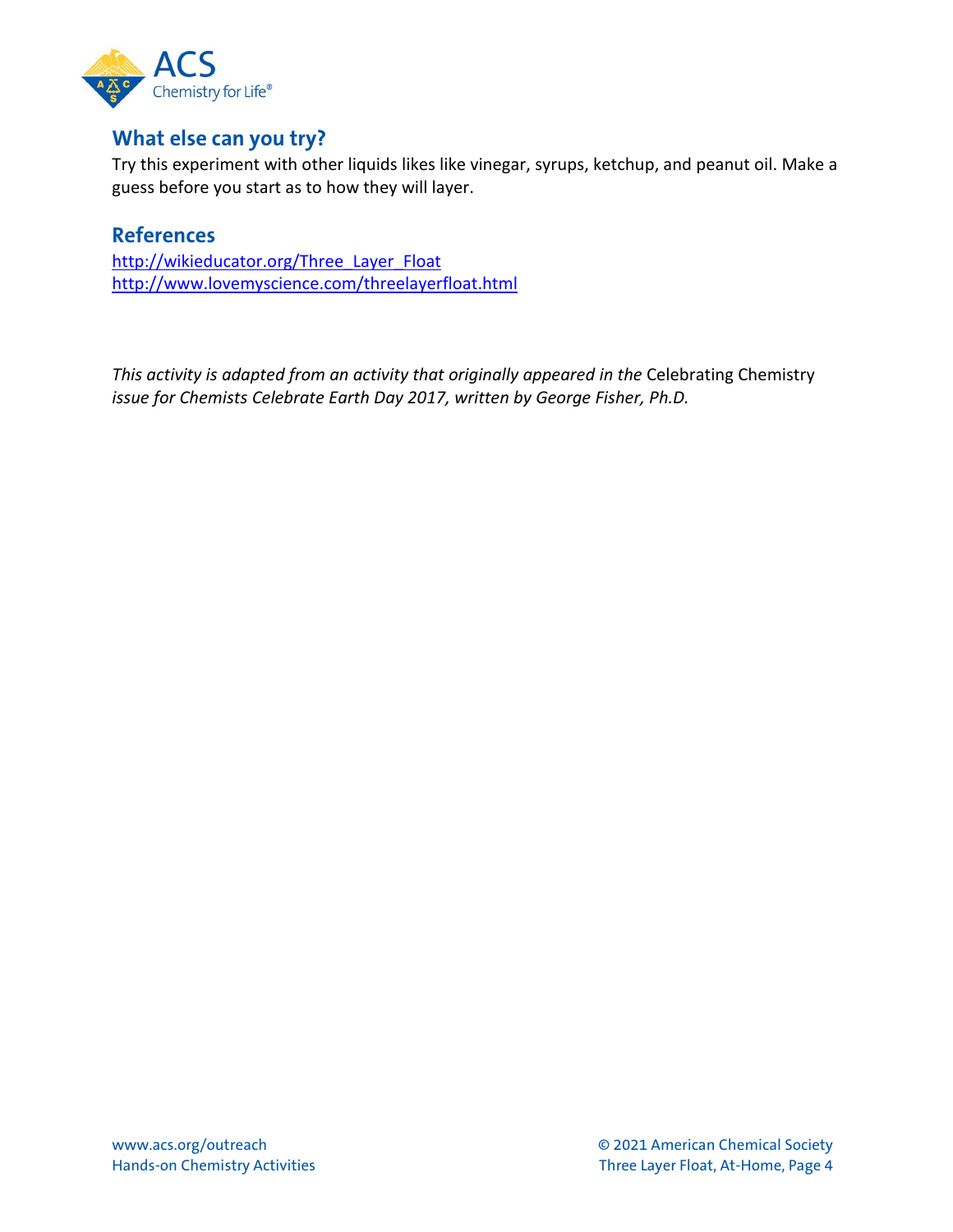## What else can you try?

Try this experiment with other liquids likes like vinegar, syrups, ketchup, and peanut oil. Make a guess before you start as to how they will layer.

## References

http://wikieducator.org/Three_Layer_Float
http://www.lovemyscience.com/threelayerfloat.html

*This activity is adapted from an activity that originally appeared in the* Celebrating Chemistry *issue for Chemists Celebrate Earth Day 2017, written by George Fisher, Ph.D.*